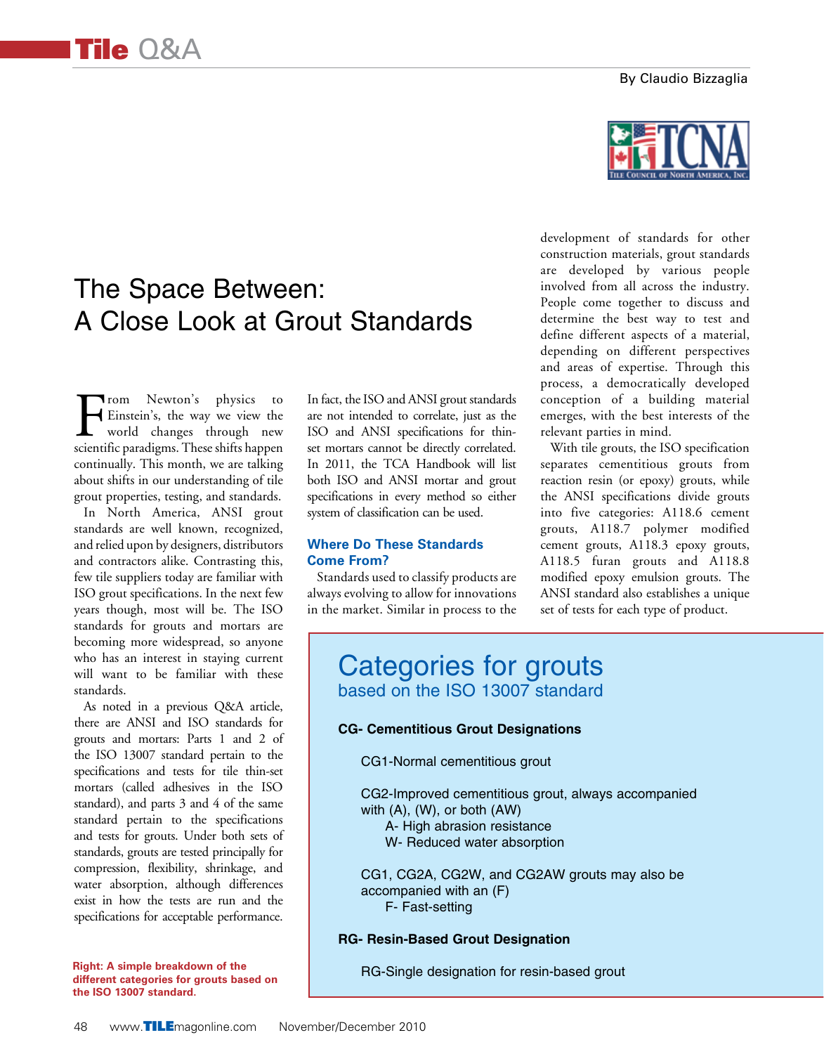By Claudio Bizzaglia

# The Space Between: A Close Look at Grout Standards

From Newton's physics to Einstein's, the way we view the world changes through new scientific paradigms. These shifts happen continually. This month, we are talking about shifts in our understanding of tile grout properties, testing, and standards.

In North America, ANSI grout standards are well known, recognized, and relied upon by designers, distributors and contractors alike. Contrasting this, few tile suppliers today are familiar with ISO grout specifications. In the next few years though, most will be. The ISO standards for grouts and mortars are becoming more widespread, so anyone who has an interest in staying current will want to be familiar with these standards.

As noted in a previous Q&A article, there are ANSI and ISO standards for grouts and mortars: Parts 1 and 2 of the ISO 13007 standard pertain to the specifications and tests for tile thin-set mortars (called adhesives in the ISO standard), and parts 3 and 4 of the same standard pertain to the specifications and tests for grouts. Under both sets of standards, grouts are tested principally for compression, flexibility, shrinkage, and water absorption, although differences exist in how the tests are run and the specifications for acceptable performance.

In fact, the ISO and ANSI grout standards are not intended to correlate, just as the ISO and ANSI specifications for thin-set mortars cannot be directly correlated. In 2011, the TCA Handbook will list both ISO and ANSI mortar and grout specifications in every method so either system of classification can be used.

## Where Do These Standards Come From?

Standards used to classify products are always evolving to allow for innovations in the market. Similar in process to the development of standards for other construction materials, grout standards are developed by various people involved from all across the industry. People come together to discuss and determine the best way to test and define different aspects of a material, depending on different perspectives and areas of expertise. Through this process, a democratically developed conception of a building material emerges, with the best interests of the relevant parties in mind.

With tile grouts, the ISO specification separates cementitious grouts from reaction resin (or epoxy) grouts, while the ANSI specifications divide grouts into five categories: A118.6 cement grouts, A118.7 polymer modified cement grouts, A118.3 epoxy grouts, A118.5 furan grouts and A118.8 modified epoxy emulsion grouts. The ANSI standard also establishes a unique set of tests for each type of product.

## Categories for grouts
### based on the ISO 13007 standard

**CG- Cementitious Grout Designations**

CG1-Normal cementitious grout

CG2-Improved cementitious grout, always accompanied with (A), (W), or both (AW)
- A- High abrasion resistance
- W- Reduced water absorption

CG1, CG2A, CG2W, and CG2AW grouts may also be accompanied with an (F)
- F- Fast-setting

**RG- Resin-Based Grout Designation**

RG-Single designation for resin-based grout

**Right: A simple breakdown of the different categories for grouts based on the ISO 13007 standard.**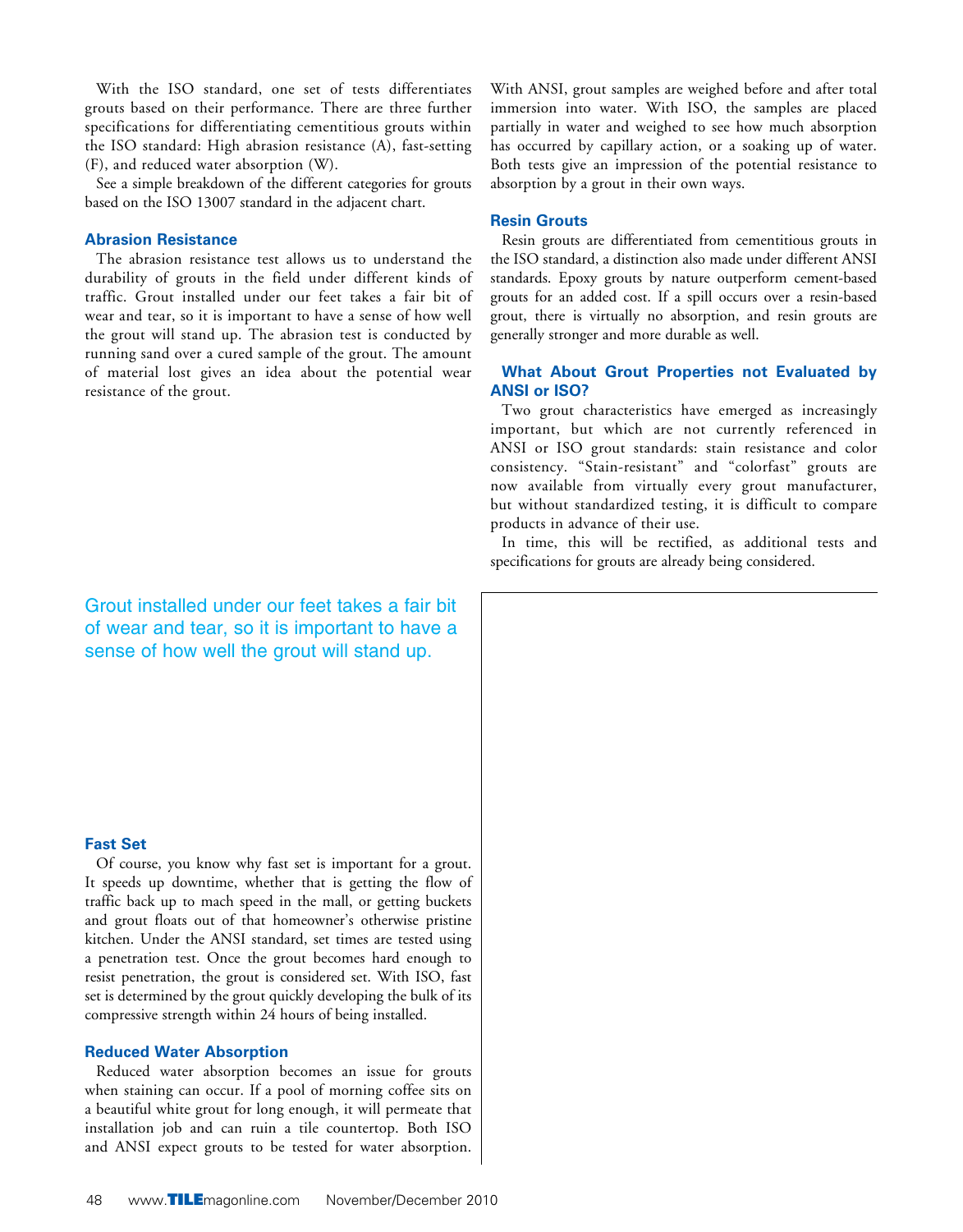With the ISO standard, one set of tests differentiates grouts based on their performance. There are three further specifications for differentiating cementitious grouts within the ISO standard: High abrasion resistance (A), fast-setting (F), and reduced water absorption (W).

See a simple breakdown of the different categories for grouts based on the ISO 13007 standard in the adjacent chart.

### Abrasion Resistance

The abrasion resistance test allows us to understand the durability of grouts in the field under different kinds of traffic. Grout installed under our feet takes a fair bit of wear and tear, so it is important to have a sense of how well the grout will stand up. The abrasion test is conducted by running sand over a cured sample of the grout. The amount of material lost gives an idea about the potential wear resistance of the grout.

Grout installed under our feet takes a fair bit of wear and tear, so it is important to have a sense of how well the grout will stand up.

### Fast Set

Of course, you know why fast set is important for a grout. It speeds up downtime, whether that is getting the flow of traffic back up to mach speed in the mall, or getting buckets and grout floats out of that homeowner's otherwise pristine kitchen. Under the ANSI standard, set times are tested using a penetration test. Once the grout becomes hard enough to resist penetration, the grout is considered set. With ISO, fast set is determined by the grout quickly developing the bulk of its compressive strength within 24 hours of being installed.

### Reduced Water Absorption

Reduced water absorption becomes an issue for grouts when staining can occur. If a pool of morning coffee sits on a beautiful white grout for long enough, it will permeate that installation job and can ruin a tile countertop. Both ISO and ANSI expect grouts to be tested for water absorption. With ANSI, grout samples are weighed before and after total immersion into water. With ISO, the samples are placed partially in water and weighed to see how much absorption has occurred by capillary action, or a soaking up of water. Both tests give an impression of the potential resistance to absorption by a grout in their own ways.

### Resin Grouts

Resin grouts are differentiated from cementitious grouts in the ISO standard, a distinction also made under different ANSI standards. Epoxy grouts by nature outperform cement-based grouts for an added cost. If a spill occurs over a resin-based grout, there is virtually no absorption, and resin grouts are generally stronger and more durable as well.

### What About Grout Properties not Evaluated by ANSI or ISO?

Two grout characteristics have emerged as increasingly important, but which are not currently referenced in ANSI or ISO grout standards: stain resistance and color consistency. "Stain-resistant" and "colorfast" grouts are now available from virtually every grout manufacturer, but without standardized testing, it is difficult to compare products in advance of their use.

In time, this will be rectified, as additional tests and specifications for grouts are already being considered.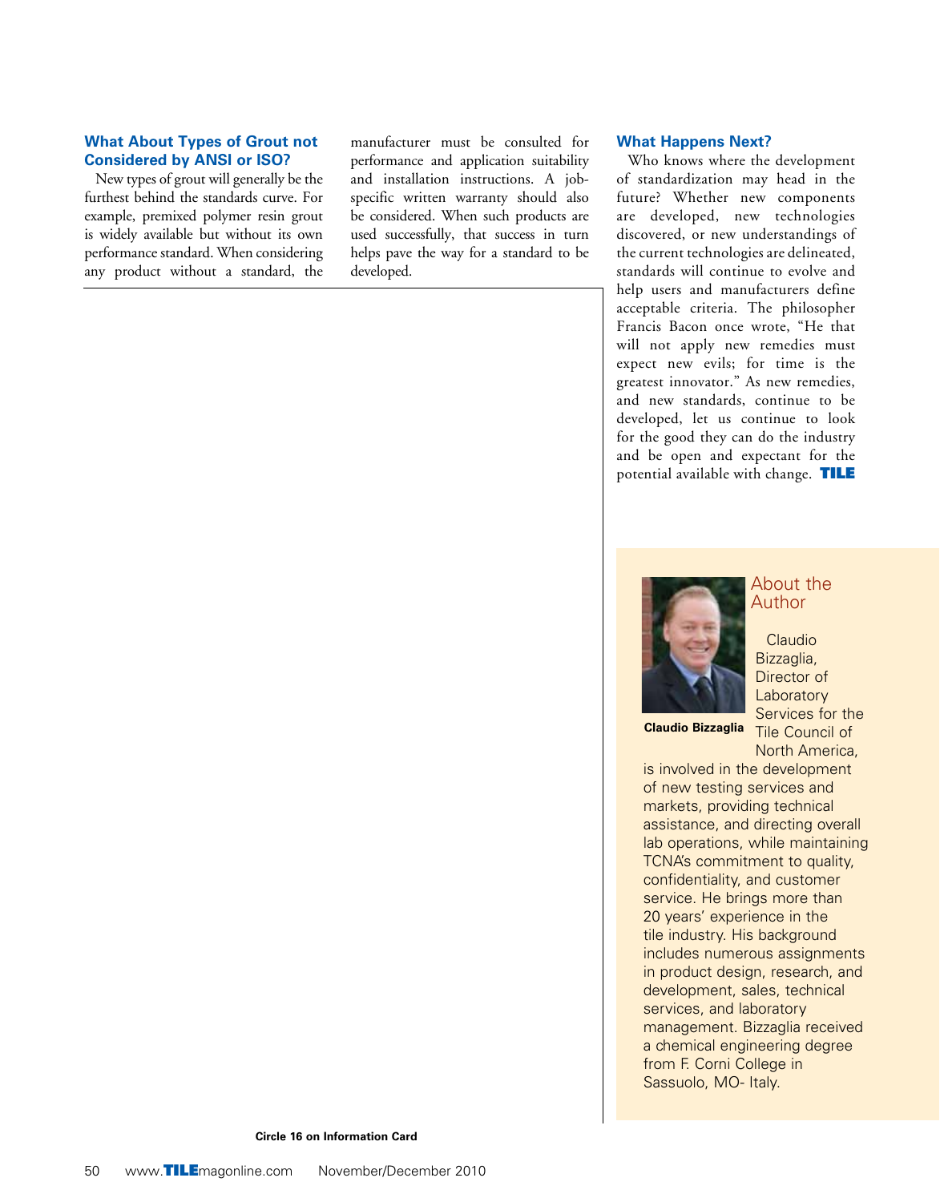## What About Types of Grout not Considered by ANSI or ISO?

New types of grout will generally be the furthest behind the standards curve. For example, premixed polymer resin grout is widely available but without its own performance standard. When considering any product without a standard, the manufacturer must be consulted for performance and application suitability and installation instructions. A job-specific written warranty should also be considered. When such products are used successfully, that success in turn helps pave the way for a standard to be developed.

## What Happens Next?

Who knows where the development of standardization may head in the future? Whether new components are developed, new technologies discovered, or new understandings of the current technologies are delineated, standards will continue to evolve and help users and manufacturers define acceptable criteria. The philosopher Francis Bacon once wrote, "He that will not apply new remedies must expect new evils; for time is the greatest innovator." As new remedies, and new standards, continue to be developed, let us continue to look for the good they can do the industry and be open and expectant for the potential available with change. **TILE**

Circle 16 on Information Card

### About the Author

Claudio Bizzaglia

Claudio Bizzaglia, Director of Laboratory Services for the Tile Council of North America, is involved in the development of new testing services and markets, providing technical assistance, and directing overall lab operations, while maintaining TCNA's commitment to quality, confidentiality, and customer service. He brings more than 20 years' experience in the tile industry. His background includes numerous assignments in product design, research, and development, sales, technical services, and laboratory management. Bizzaglia received a chemical engineering degree from F. Corni College in Sassuolo, MO- Italy.